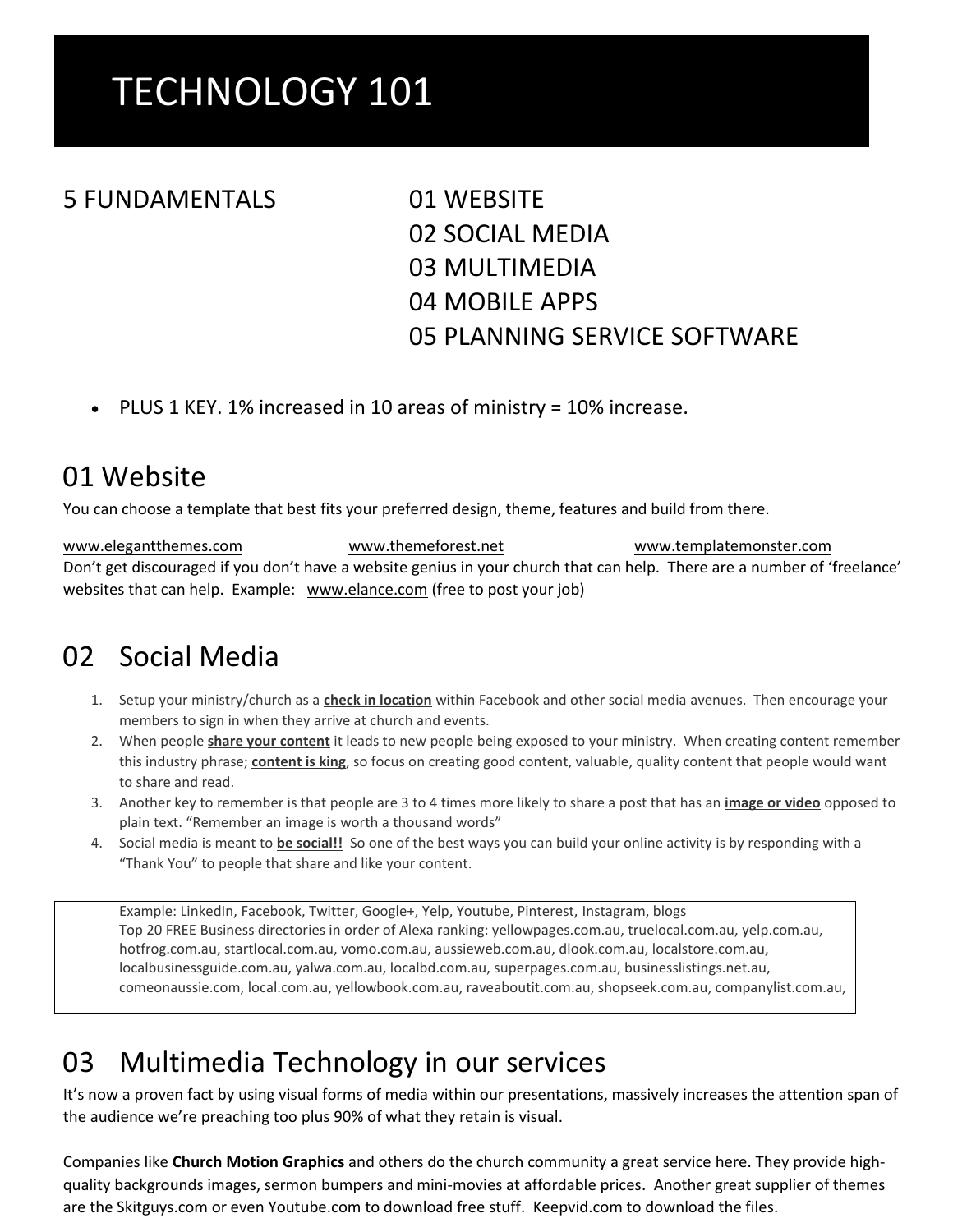# TECHNOLOGY 101

5 FUNDAMENTALS

01 WEBSITE
02 SOCIAL MEDIA
03 MULTIMEDIA
04 MOBILE APPS
05 PLANNING SERVICE SOFTWARE

- PLUS 1 KEY. 1% increased in 10 areas of ministry = 10% increase.

## 01 Website

You can choose a template that best fits your preferred design, theme, features and build from there.

www.elegantthemes.com  www.themeforest.net  www.templatemonster.com
Don't get discouraged if you don't have a website genius in your church that can help. There are a number of 'freelance' websites that can help. Example: www.elance.com (free to post your job)

## 02 Social Media

1. Setup your ministry/church as a **check in location** within Facebook and other social media avenues. Then encourage your members to sign in when they arrive at church and events.
2. When people **share your content** it leads to new people being exposed to your ministry. When creating content remember this industry phrase; **content is king**, so focus on creating good content, valuable, quality content that people would want to share and read.
3. Another key to remember is that people are 3 to 4 times more likely to share a post that has an **image or video** opposed to plain text. "Remember an image is worth a thousand words"
4. Social media is meant to **be social!!** So one of the best ways you can build your online activity is by responding with a "Thank You" to people that share and like your content.

> Example: LinkedIn, Facebook, Twitter, Google+, Yelp, Youtube, Pinterest, Instagram, blogs
> Top 20 FREE Business directories in order of Alexa ranking: yellowpages.com.au, truelocal.com.au, yelp.com.au, hotfrog.com.au, startlocal.com.au, vomo.com.au, aussieweb.com.au, dlook.com.au, localstore.com.au, localbusinessguide.com.au, yalwa.com.au, localbd.com.au, superpages.com.au, businesslistings.net.au, comeonaussie.com, local.com.au, yellowbook.com.au, raveaboutit.com.au, shopseek.com.au, companylist.com.au,

## 03 Multimedia Technology in our services

It's now a proven fact by using visual forms of media within our presentations, massively increases the attention span of the audience we're preaching too plus 90% of what they retain is visual.

Companies like **Church Motion Graphics** and others do the church community a great service here. They provide high-quality backgrounds images, sermon bumpers and mini-movies at affordable prices. Another great supplier of themes are the Skitguys.com or even Youtube.com to download free stuff. Keepvid.com to download the files.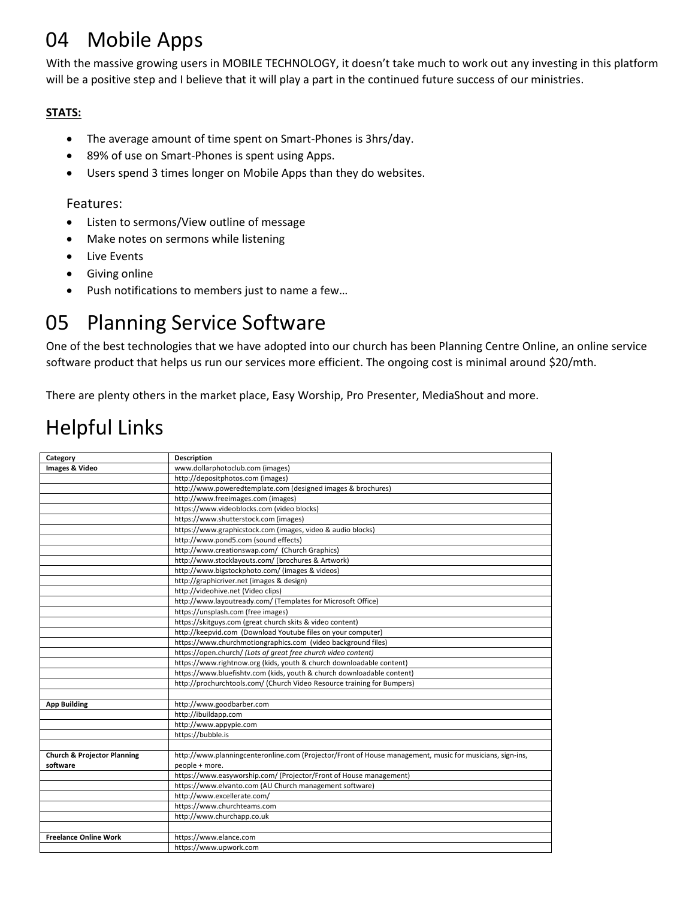# 04 Mobile Apps

With the massive growing users in MOBILE TECHNOLOGY, it doesn't take much to work out any investing in this platform will be a positive step and I believe that it will play a part in the continued future success of our ministries.

**STATS:**

- The average amount of time spent on Smart-Phones is 3hrs/day.
- 89% of use on Smart-Phones is spent using Apps.
- Users spend 3 times longer on Mobile Apps than they do websites.

## Features:

- Listen to sermons/View outline of message
- Make notes on sermons while listening
- Live Events
- Giving online
- Push notifications to members just to name a few…

# 05 Planning Service Software

One of the best technologies that we have adopted into our church has been Planning Centre Online, an online service software product that helps us run our services more efficient. The ongoing cost is minimal around $20/mth.

There are plenty others in the market place, Easy Worship, Pro Presenter, MediaShout and more.

# Helpful Links

| **Category** | **Description** |
|---|---|
| **Images & Video** | www.dollarphotoclub.com (images) |
| | http://depositphotos.com (images) |
| | http://www.poweredtemplate.com (designed images & brochures) |
| | http://www.freeimages.com (images) |
| | https://www.videoblocks.com (video blocks) |
| | https://www.shutterstock.com (images) |
| | https://www.graphicstock.com (images, video & audio blocks) |
| | http://www.pond5.com (sound effects) |
| | http://www.creationswap.com/ (Church Graphics) |
| | http://www.stocklayouts.com/ (brochures & Artwork) |
| | http://www.bigstockphoto.com/ (images & videos) |
| | http://graphicriver.net (images & design) |
| | http://videohive.net (Video clips) |
| | http://www.layoutready.com/ (Templates for Microsoft Office) |
| | https://unsplash.com (free images) |
| | https://skitguys.com (great church skits & video content) |
| | http://keepvid.com (Download Youtube files on your computer) |
| | https://www.churchmotiongraphics.com (video background files) |
| | https://open.church/ *(Lots of great free church video content)* |
| | https://www.rightnow.org (kids, youth & church downloadable content) |
| | https://www.bluefishtv.com (kids, youth & church downloadable content) |
| | http://prochurchtools.com/ (Church Video Resource training for Bumpers) |
| | |
| **App Building** | http://www.goodbarber.com |
| | http://ibuildapp.com |
| | http://www.appypie.com |
| | https://bubble.is |
| | |
| **Church & Projector Planning software** | http://www.planningcenteronline.com (Projector/Front of House management, music for musicians, sign-ins, people + more. |
| | https://www.easyworship.com/ (Projector/Front of House management) |
| | https://www.elvanto.com (AU Church management software) |
| | http://www.excellerate.com/ |
| | https://www.churchteams.com |
| | http://www.churchapp.co.uk |
| | |
| **Freelance Online Work** | https://www.elance.com |
| | https://www.upwork.com |